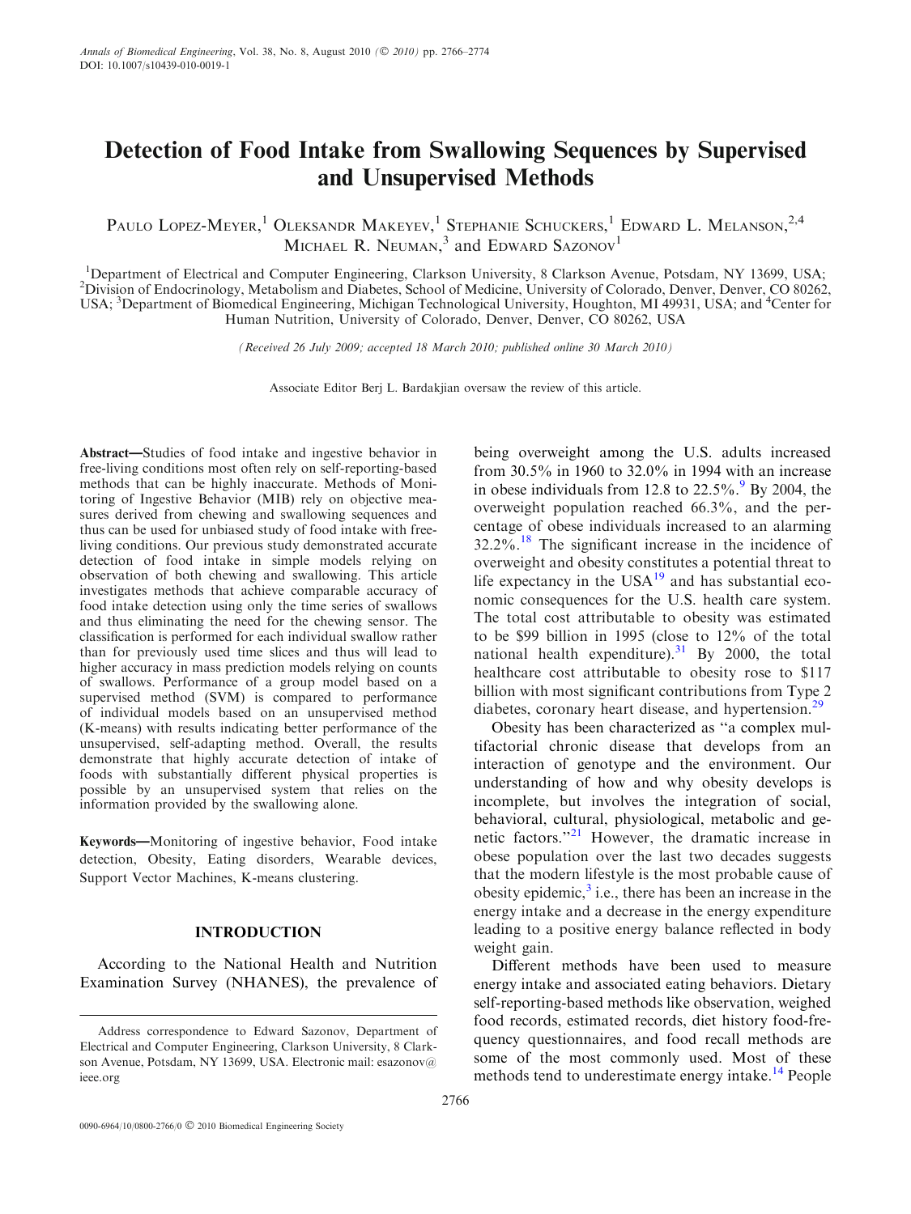# Detection of Food Intake from Swallowing Sequences by Supervised and Unsupervised Methods

Paulo Lopez-Meyer,[1] Oleksandr Makeyev,[1] Stephanie Schuckers,[1] Edward L. Melanson,[2,4] Michael R. Neuman,[3] and Edward Sazonov[1]

[1]Department of Electrical and Computer Engineering, Clarkson University, 8 Clarkson Avenue, Potsdam, NY 13699, USA; [2]Division of Endocrinology, Metabolism and Diabetes, School of Medicine, University of Colorado, Denver, Denver, CO 80262, USA; [3]Department of Biomedical Engineering, Michigan Technological University, Houghton, MI 49931, USA; and [4]Center for Human Nutrition, University of Colorado, Denver, Denver, CO 80262, USA

*(Received 26 July 2009; accepted 18 March 2010; published online 30 March 2010)*

Associate Editor Berj L. Bardakjian oversaw the review of this article.

**Abstract**—Studies of food intake and ingestive behavior in free-living conditions most often rely on self-reporting-based methods that can be highly inaccurate. Methods of Monitoring of Ingestive Behavior (MIB) rely on objective measures derived from chewing and swallowing sequences and thus can be used for unbiased study of food intake with free-living conditions. Our previous study demonstrated accurate detection of food intake in simple models relying on observation of both chewing and swallowing. This article investigates methods that achieve comparable accuracy of food intake detection using only the time series of swallows and thus eliminating the need for the chewing sensor. The classification is performed for each individual swallow rather than for previously used time slices and thus will lead to higher accuracy in mass prediction models relying on counts of swallows. Performance of a group model based on a supervised method (SVM) is compared to performance of individual models based on an unsupervised method (K-means) with results indicating better performance of the unsupervised, self-adapting method. Overall, the results demonstrate that highly accurate detection of intake of foods with substantially different physical properties is possible by an unsupervised system that relies on the information provided by the swallowing alone.

**Keywords**—Monitoring of ingestive behavior, Food intake detection, Obesity, Eating disorders, Wearable devices, Support Vector Machines, K-means clustering.

## INTRODUCTION

According to the National Health and Nutrition Examination Survey (NHANES), the prevalence of being overweight among the U.S. adults increased from 30.5% in 1960 to 32.0% in 1994 with an increase in obese individuals from 12.8 to 22.5%.[9] By 2004, the overweight population reached 66.3%, and the percentage of obese individuals increased to an alarming 32.2%.[18] The significant increase in the incidence of overweight and obesity constitutes a potential threat to life expectancy in the USA[19] and has substantial economic consequences for the U.S. health care system. The total cost attributable to obesity was estimated to be $99 billion in 1995 (close to 12% of the total national health expenditure).[31] By 2000, the total healthcare cost attributable to obesity rose to $117 billion with most significant contributions from Type 2 diabetes, coronary heart disease, and hypertension.[29]

Obesity has been characterized as "a complex multifactorial chronic disease that develops from an interaction of genotype and the environment. Our understanding of how and why obesity develops is incomplete, but involves the integration of social, behavioral, cultural, physiological, metabolic and genetic factors."[21] However, the dramatic increase in obese population over the last two decades suggests that the modern lifestyle is the most probable cause of obesity epidemic,[3] i.e., there has been an increase in the energy intake and a decrease in the energy expenditure leading to a positive energy balance reflected in body weight gain.

Different methods have been used to measure energy intake and associated eating behaviors. Dietary self-reporting-based methods like observation, weighed food records, estimated records, diet history food-frequency questionnaires, and food recall methods are some of the most commonly used. Most of these methods tend to underestimate energy intake.[14] People

Address correspondence to Edward Sazonov, Department of Electrical and Computer Engineering, Clarkson University, 8 Clarkson Avenue, Potsdam, NY 13699, USA. Electronic mail: esazonov@ieee.org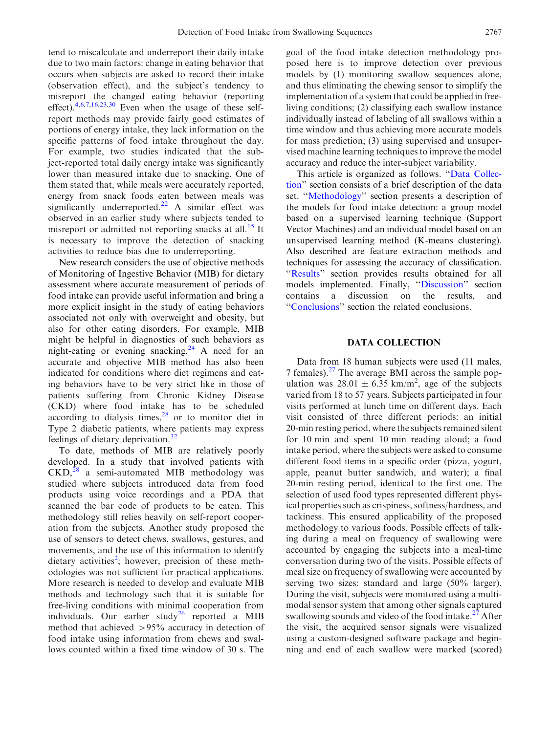tend to miscalculate and underreport their daily intake due to two main factors: change in eating behavior that occurs when subjects are asked to record their intake (observation effect), and the subject's tendency to misreport the changed eating behavior (reporting effect).[4,6,7,16,23,30] Even when the usage of these self-report methods may provide fairly good estimates of portions of energy intake, they lack information on the specific patterns of food intake throughout the day. For example, two studies indicated that the subject-reported total daily energy intake was significantly lower than measured intake due to snacking. One of them stated that, while meals were accurately reported, energy from snack foods eaten between meals was significantly underreported.[22] A similar effect was observed in an earlier study where subjects tended to misreport or admitted not reporting snacks at all.[15] It is necessary to improve the detection of snacking activities to reduce bias due to underreporting.

New research considers the use of objective methods of Monitoring of Ingestive Behavior (MIB) for dietary assessment where accurate measurement of periods of food intake can provide useful information and bring a more explicit insight in the study of eating behaviors associated not only with overweight and obesity, but also for other eating disorders. For example, MIB might be helpful in diagnostics of such behaviors as night-eating or evening snacking.[24] A need for an accurate and objective MIB method has also been indicated for conditions where diet regimens and eating behaviors have to be very strict like in those of patients suffering from Chronic Kidney Disease (CKD) where food intake has to be scheduled according to dialysis times,[28] or to monitor diet in Type 2 diabetic patients, where patients may express feelings of dietary deprivation.[32]

To date, methods of MIB are relatively poorly developed. In a study that involved patients with CKD,[28] a semi-automated MIB methodology was studied where subjects introduced data from food products using voice recordings and a PDA that scanned the bar code of products to be eaten. This methodology still relies heavily on self-report cooperation from the subjects. Another study proposed the use of sensors to detect chews, swallows, gestures, and movements, and the use of this information to identify dietary activities[2]; however, precision of these methodologies was not sufficient for practical applications. More research is needed to develop and evaluate MIB methods and technology such that it is suitable for free-living conditions with minimal cooperation from individuals. Our earlier study[26] reported a MIB method that achieved >95% accuracy in detection of food intake using information from chews and swallows counted within a fixed time window of 30 s. The goal of the food intake detection methodology proposed here is to improve detection over previous models by (1) monitoring swallow sequences alone, and thus eliminating the chewing sensor to simplify the implementation of a system that could be applied in free-living conditions; (2) classifying each swallow instance individually instead of labeling of all swallows within a time window and thus achieving more accurate models for mass prediction; (3) using supervised and unsupervised machine learning techniques to improve the model accuracy and reduce the inter-subject variability.

This article is organized as follows. "Data Collection" section consists of a brief description of the data set. "Methodology" section presents a description of the models for food intake detection: a group model based on a supervised learning technique (Support Vector Machines) and an individual model based on an unsupervised learning method (K-means clustering). Also described are feature extraction methods and techniques for assessing the accuracy of classification. "Results" section provides results obtained for all models implemented. Finally, "Discussion" section contains a discussion on the results, and "Conclusions" section the related conclusions.

## DATA COLLECTION

Data from 18 human subjects were used (11 males, 7 females).[27] The average BMI across the sample population was $28.01 \pm 6.35$ km/m$^2$, age of the subjects varied from 18 to 57 years. Subjects participated in four visits performed at lunch time on different days. Each visit consisted of three different periods: an initial 20-min resting period, where the subjects remained silent for 10 min and spent 10 min reading aloud; a food intake period, where the subjects were asked to consume different food items in a specific order (pizza, yogurt, apple, peanut butter sandwich, and water); a final 20-min resting period, identical to the first one. The selection of used food types represented different physical properties such as crispiness, softness/hardness, and tackiness. This ensured applicability of the proposed methodology to various foods. Possible effects of talking during a meal on frequency of swallowing were accounted by engaging the subjects into a meal-time conversation during two of the visits. Possible effects of meal size on frequency of swallowing were accounted by serving two sizes: standard and large (50% larger). During the visit, subjects were monitored using a multimodal sensor system that among other signals captured swallowing sounds and video of the food intake.[27] After the visit, the acquired sensor signals were visualized using a custom-designed software package and beginning and end of each swallow were marked (scored)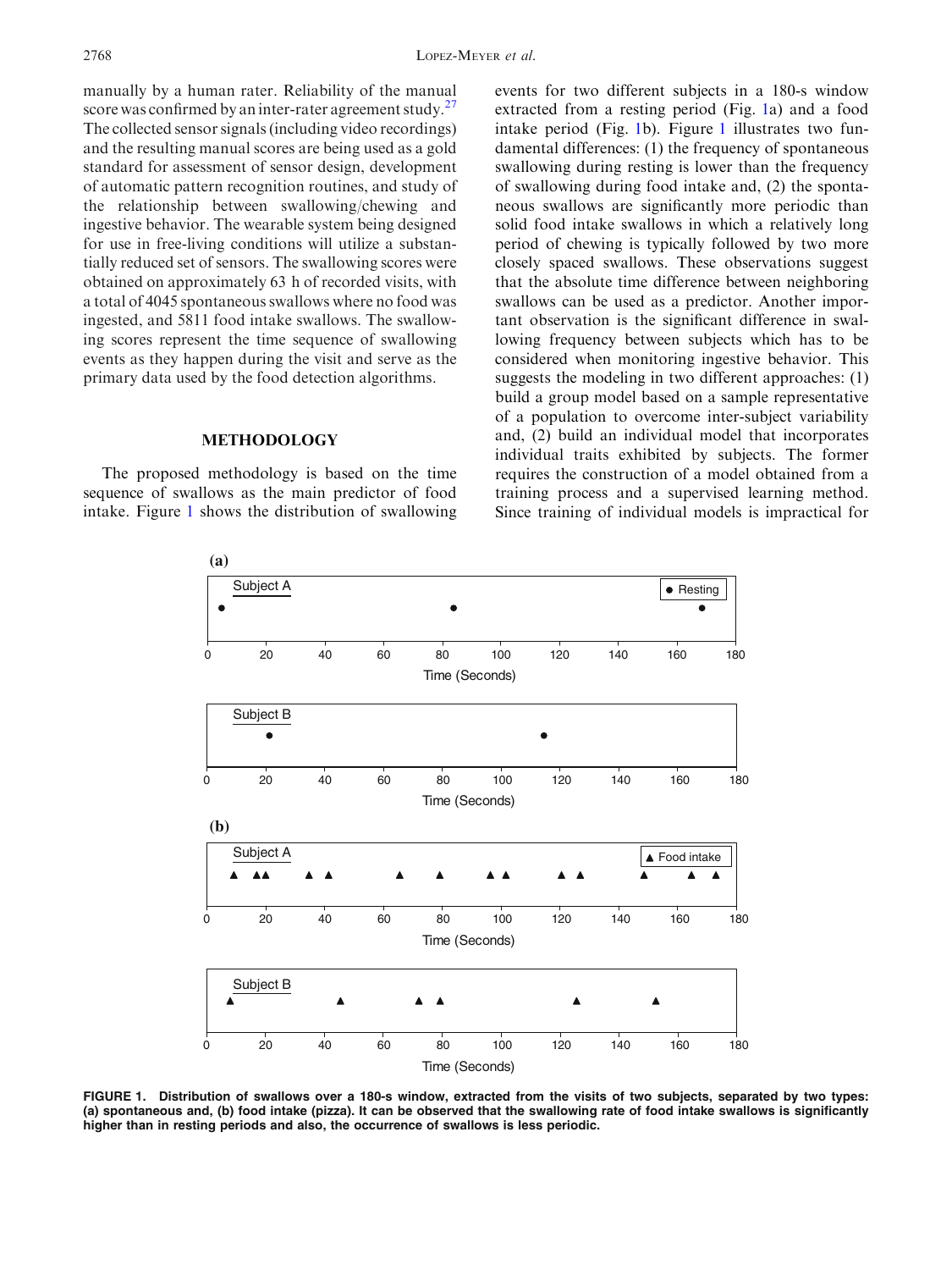manually by a human rater. Reliability of the manual score was confirmed by an inter-rater agreement study.[27] The collected sensor signals (including video recordings) and the resulting manual scores are being used as a gold standard for assessment of sensor design, development of automatic pattern recognition routines, and study of the relationship between swallowing/chewing and ingestive behavior. The wearable system being designed for use in free-living conditions will utilize a substantially reduced set of sensors. The swallowing scores were obtained on approximately 63 h of recorded visits, with a total of 4045 spontaneous swallows where no food was ingested, and 5811 food intake swallows. The swallowing scores represent the time sequence of swallowing events as they happen during the visit and serve as the primary data used by the food detection algorithms.

## METHODOLOGY

The proposed methodology is based on the time sequence of swallows as the main predictor of food intake. Figure 1 shows the distribution of swallowing events for two different subjects in a 180-s window extracted from a resting period (Fig. 1a) and a food intake period (Fig. 1b). Figure 1 illustrates two fundamental differences: (1) the frequency of spontaneous swallowing during resting is lower than the frequency of swallowing during food intake and, (2) the spontaneous swallows are significantly more periodic than solid food intake swallows in which a relatively long period of chewing is typically followed by two more closely spaced swallows. These observations suggest that the absolute time difference between neighboring swallows can be used as a predictor. Another important observation is the significant difference in swallowing frequency between subjects which has to be considered when monitoring ingestive behavior. This suggests the modeling in two different approaches: (1) build a group model based on a sample representative of a population to overcome inter-subject variability and, (2) build an individual model that incorporates individual traits exhibited by subjects. The former requires the construction of a model obtained from a training process and a supervised learning method. Since training of individual models is impractical for

**FIGURE 1. Distribution of swallows over a 180-s window, extracted from the visits of two subjects, separated by two types: (a) spontaneous and, (b) food intake (pizza). It can be observed that the swallowing rate of food intake swallows is significantly higher than in resting periods and also, the occurrence of swallows is less periodic.**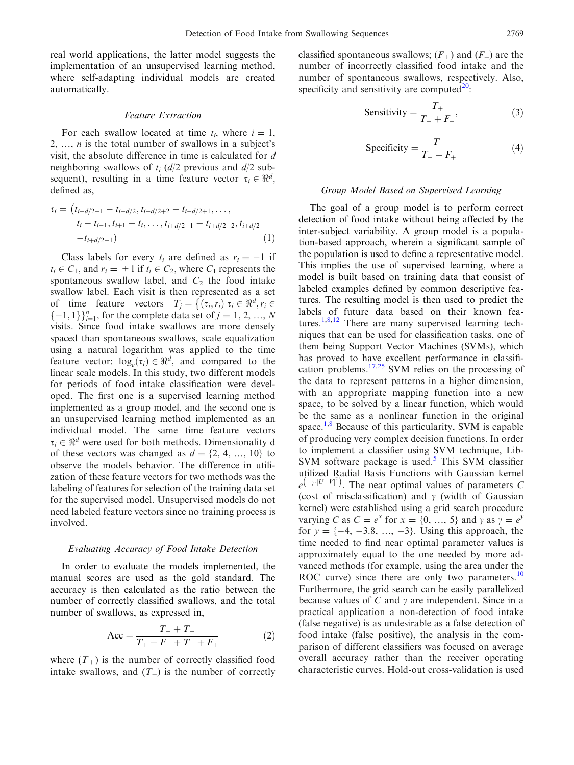real world applications, the latter model suggests the implementation of an unsupervised learning method, where self-adapting individual models are created automatically.

### *Feature Extraction*

For each swallow located at time $t_i$, where $i = 1, 2, \ldots, n$ is the total number of swallows in a subject's visit, the absolute difference in time is calculated for $d$ neighboring swallows of $t_i$ ($d/2$ previous and $d/2$ subsequent), resulting in a time feature vector $\tau_i \in \Re^d$, defined as,

$$\tau_i = (t_{i-d/2+1} - t_{i-d/2}, t_{i-d/2+2} - t_{i-d/2+1}, \ldots, t_i - t_{i-1}, t_{i+1} - t_i, \ldots, t_{i+d/2-1} - t_{i+d/2-2}, t_{i+d/2} - t_{i+d/2-1}) \tag{1}$$

Class labels for every $t_i$ are defined as $r_i = -1$ if $t_i \in C_1$, and $r_i = +1$ if $t_i \in C_2$, where $C_1$ represents the spontaneous swallow label, and $C_2$ the food intake swallow label. Each visit is then represented as a set of time feature vectors $T_j = \{(\tau_i, r_i) | \tau_i \in \Re^d, r_i \in \{-1, 1\}\}_{i=1}^{n}$, for the complete data set of $j = 1, 2, \ldots, N$ visits. Since food intake swallows are more densely spaced than spontaneous swallows, scale equalization using a natural logarithm was applied to the time feature vector: $\log_e(\tau_i) \in \Re^d$, and compared to the linear scale models. In this study, two different models for periods of food intake classification were developed. The first one is a supervised learning method implemented as a group model, and the second one is an unsupervised learning method implemented as an individual model. The same time feature vectors $\tau_i \in \Re^d$ were used for both methods. Dimensionality d of these vectors was changed as $d = \{2, 4, \ldots, 10\}$ to observe the models behavior. The difference in utilization of these feature vectors for two methods was the labeling of features for selection of the training data set for the supervised model. Unsupervised models do not need labeled feature vectors since no training process is involved.

### *Evaluating Accuracy of Food Intake Detection*

In order to evaluate the models implemented, the manual scores are used as the gold standard. The accuracy is then calculated as the ratio between the number of correctly classified swallows, and the total number of swallows, as expressed in,

$$\text{Acc} = \frac{T_+ + T_-}{T_+ + F_- + T_- + F_+} \tag{2}$$

where ($T_+$) is the number of correctly classified food intake swallows, and ($T_-$) is the number of correctly classified spontaneous swallows; ($F_+$) and ($F_-$) are the number of incorrectly classified food intake and the number of spontaneous swallows, respectively. Also, specificity and sensitivity are computed[20]:

$$\text{Sensitivity} = \frac{T_+}{T_+ + F_-}, \tag{3}$$

$$\text{Specificity} = \frac{T_-}{T_- + F_+} \tag{4}$$

### *Group Model Based on Supervised Learning*

The goal of a group model is to perform correct detection of food intake without being affected by the inter-subject variability. A group model is a population-based approach, wherein a significant sample of the population is used to define a representative model. This implies the use of supervised learning, where a model is built based on training data that consist of labeled examples defined by common descriptive features. The resulting model is then used to predict the labels of future data based on their known features.[1,8,12] There are many supervised learning techniques that can be used for classification tasks, one of them being Support Vector Machines (SVMs), which has proved to have excellent performance in classification problems.[17,25] SVM relies on the processing of the data to represent patterns in a higher dimension, with an appropriate mapping function into a new space, to be solved by a linear function, which would be the same as a nonlinear function in the original space.[1,8] Because of this particularity, SVM is capable of producing very complex decision functions. In order to implement a classifier using SVM technique, LibSVM software package is used.[5] This SVM classifier utilized Radial Basis Functions with Gaussian kernel $e^{(-\gamma \cdot |U-V|^2)}$. The near optimal values of parameters $C$ (cost of misclassification) and $\gamma$ (width of Gaussian kernel) were established using a grid search procedure varying $C$ as $C = e^x$ for $x = \{0, \ldots, 5\}$ and $\gamma$ as $\gamma = e^y$ for $y = \{-4, -3.8, \ldots, -3\}$. Using this approach, the time needed to find near optimal parameter values is approximately equal to the one needed by more advanced methods (for example, using the area under the ROC curve) since there are only two parameters.[10] Furthermore, the grid search can be easily parallelized because values of $C$ and $\gamma$ are independent. Since in a practical application a non-detection of food intake (false negative) is as undesirable as a false detection of food intake (false positive), the analysis in the comparison of different classifiers was focused on average overall accuracy rather than the receiver operating characteristic curves. Hold-out cross-validation is used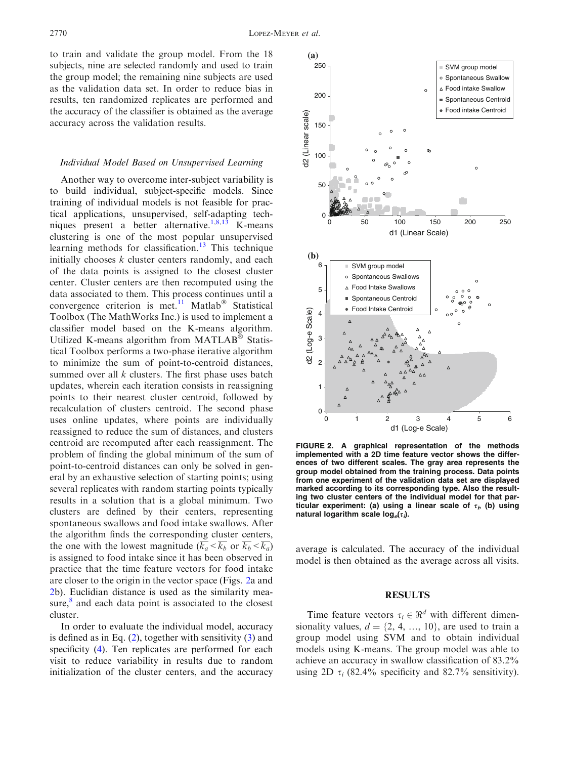to train and validate the group model. From the 18 subjects, nine are selected randomly and used to train the group model; the remaining nine subjects are used as the validation data set. In order to reduce bias in results, ten randomized replicates are performed and the accuracy of the classifier is obtained as the average accuracy across the validation results.

### *Individual Model Based on Unsupervised Learning*

Another way to overcome inter-subject variability is to build individual, subject-specific models. Since training of individual models is not feasible for practical applications, unsupervised, self-adapting techniques present a better alternative.[1,8,13] K-means clustering is one of the most popular unsupervised learning methods for classification.[13] This technique initially chooses $k$ cluster centers randomly, and each of the data points is assigned to the closest cluster center. Cluster centers are then recomputed using the data associated to them. This process continues until a convergence criterion is met.[11] Matlab® Statistical Toolbox (The MathWorks Inc.) is used to implement a classifier model based on the K-means algorithm. Utilized K-means algorithm from MATLAB® Statistical Toolbox performs a two-phase iterative algorithm to minimize the sum of point-to-centroid distances, summed over all $k$ clusters. The first phase uses batch updates, wherein each iteration consists in reassigning points to their nearest cluster centroid, followed by recalculation of clusters centroid. The second phase uses online updates, where points are individually reassigned to reduce the sum of distances, and clusters centroid are recomputed after each reassignment. The problem of finding the global minimum of the sum of point-to-centroid distances can only be solved in general by an exhaustive selection of starting points; using several replicates with random starting points typically results in a solution that is a global minimum. Two clusters are defined by their centers, representing spontaneous swallows and food intake swallows. After the algorithm finds the corresponding cluster centers, the one with the lowest magnitude ($\overline{k_a} < \overline{k_b}$ or $\overline{k_b} < \overline{k_a}$) is assigned to food intake since it has been observed in practice that the time feature vectors for food intake are closer to the origin in the vector space (Figs. 2a and 2b). Euclidian distance is used as the similarity measure,[8] and each data point is associated to the closest cluster.

In order to evaluate the individual model, accuracy is defined as in Eq. (2), together with sensitivity (3) and specificity (4). Ten replicates are performed for each visit to reduce variability in results due to random initialization of the cluster centers, and the accuracy average is calculated. The accuracy of the individual model is then obtained as the average across all visits.

**FIGURE 2. A graphical representation of the methods implemented with a 2D time feature vector shows the differences of two different scales. The gray area represents the group model obtained from the training process. Data points from one experiment of the validation data set are displayed marked according to its corresponding type. Also the resulting two cluster centers of the individual model for that particular experiment: (a) using a linear scale of $\tau_i$, (b) using natural logarithm scale $\log_e(\tau_i)$.**

## RESULTS

Time feature vectors $\tau_i \in \Re^d$ with different dimensionality values, $d = \{2, 4, \ldots, 10\}$, are used to train a group model using SVM and to obtain individual models using K-means. The group model was able to achieve an accuracy in swallow classification of 83.2% using 2D $\tau_i$ (82.4% specificity and 82.7% sensitivity).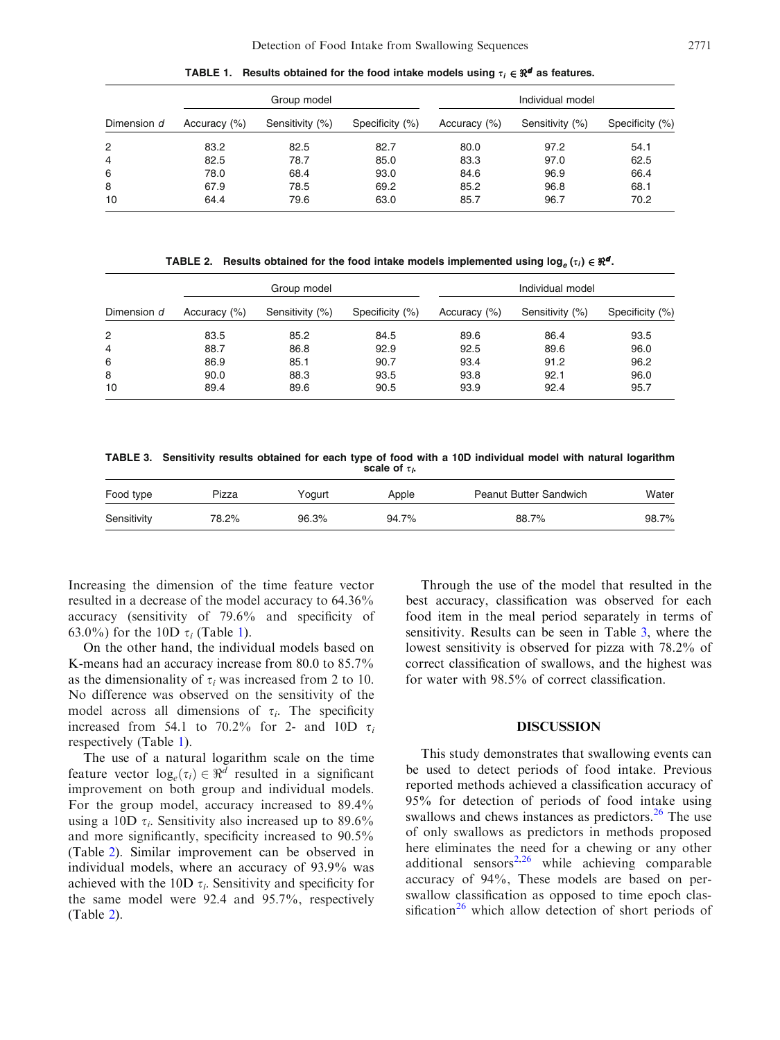**TABLE 1. Results obtained for the food intake models using $\tau_i \in \Re^d$ as features.**

| Dimension $d$ | Group model | | | Individual model | | |
|---|---|---|---|---|---|---|
| | Accuracy (%) | Sensitivity (%) | Specificity (%) | Accuracy (%) | Sensitivity (%) | Specificity (%) |
| 2 | 83.2 | 82.5 | 82.7 | 80.0 | 97.2 | 54.1 |
| 4 | 82.5 | 78.7 | 85.0 | 83.3 | 97.0 | 62.5 |
| 6 | 78.0 | 68.4 | 93.0 | 84.6 | 96.9 | 66.4 |
| 8 | 67.9 | 78.5 | 69.2 | 85.2 | 96.8 | 68.1 |
| 10 | 64.4 | 79.6 | 63.0 | 85.7 | 96.7 | 70.2 |

**TABLE 2. Results obtained for the food intake models implemented using $\log_e(\tau_i) \in \Re^d$.**

| Dimension $d$ | Group model | | | Individual model | | |
|---|---|---|---|---|---|---|
| | Accuracy (%) | Sensitivity (%) | Specificity (%) | Accuracy (%) | Sensitivity (%) | Specificity (%) |
| 2 | 83.5 | 85.2 | 84.5 | 89.6 | 86.4 | 93.5 |
| 4 | 88.7 | 86.8 | 92.9 | 92.5 | 89.6 | 96.0 |
| 6 | 86.9 | 85.1 | 90.7 | 93.4 | 91.2 | 96.2 |
| 8 | 90.0 | 88.3 | 93.5 | 93.8 | 92.1 | 96.0 |
| 10 | 89.4 | 89.6 | 90.5 | 93.9 | 92.4 | 95.7 |

**TABLE 3. Sensitivity results obtained for each type of food with a 10D individual model with natural logarithm scale of $\tau_i$.**

| Food type | Pizza | Yogurt | Apple | Peanut Butter Sandwich | Water |
|---|---|---|---|---|---|
| Sensitivity | 78.2% | 96.3% | 94.7% | 88.7% | 98.7% |

Increasing the dimension of the time feature vector resulted in a decrease of the model accuracy to 64.36% accuracy (sensitivity of 79.6% and specificity of 63.0%) for the 10D $\tau_i$ (Table 1).

On the other hand, the individual models based on K-means had an accuracy increase from 80.0 to 85.7% as the dimensionality of $\tau_i$ was increased from 2 to 10. No difference was observed on the sensitivity of the model across all dimensions of $\tau_i$. The specificity increased from 54.1 to 70.2% for 2- and 10D $\tau_i$ respectively (Table 1).

The use of a natural logarithm scale on the time feature vector $\log_e(\tau_i) \in \Re^d$ resulted in a significant improvement on both group and individual models. For the group model, accuracy increased to 89.4% using a 10D $\tau_i$. Sensitivity also increased up to 89.6% and more significantly, specificity increased to 90.5% (Table 2). Similar improvement can be observed in individual models, where an accuracy of 93.9% was achieved with the 10D $\tau_i$. Sensitivity and specificity for the same model were 92.4 and 95.7%, respectively (Table 2).

Through the use of the model that resulted in the best accuracy, classification was observed for each food item in the meal period separately in terms of sensitivity. Results can be seen in Table 3, where the lowest sensitivity is observed for pizza with 78.2% of correct classification of swallows, and the highest was for water with 98.5% of correct classification.

## DISCUSSION

This study demonstrates that swallowing events can be used to detect periods of food intake. Previous reported methods achieved a classification accuracy of 95% for detection of periods of food intake using swallows and chews instances as predictors.[26] The use of only swallows as predictors in methods proposed here eliminates the need for a chewing or any other additional sensors[2,26] while achieving comparable accuracy of 94%, These models are based on per-swallow classification as opposed to time epoch classification[26] which allow detection of short periods of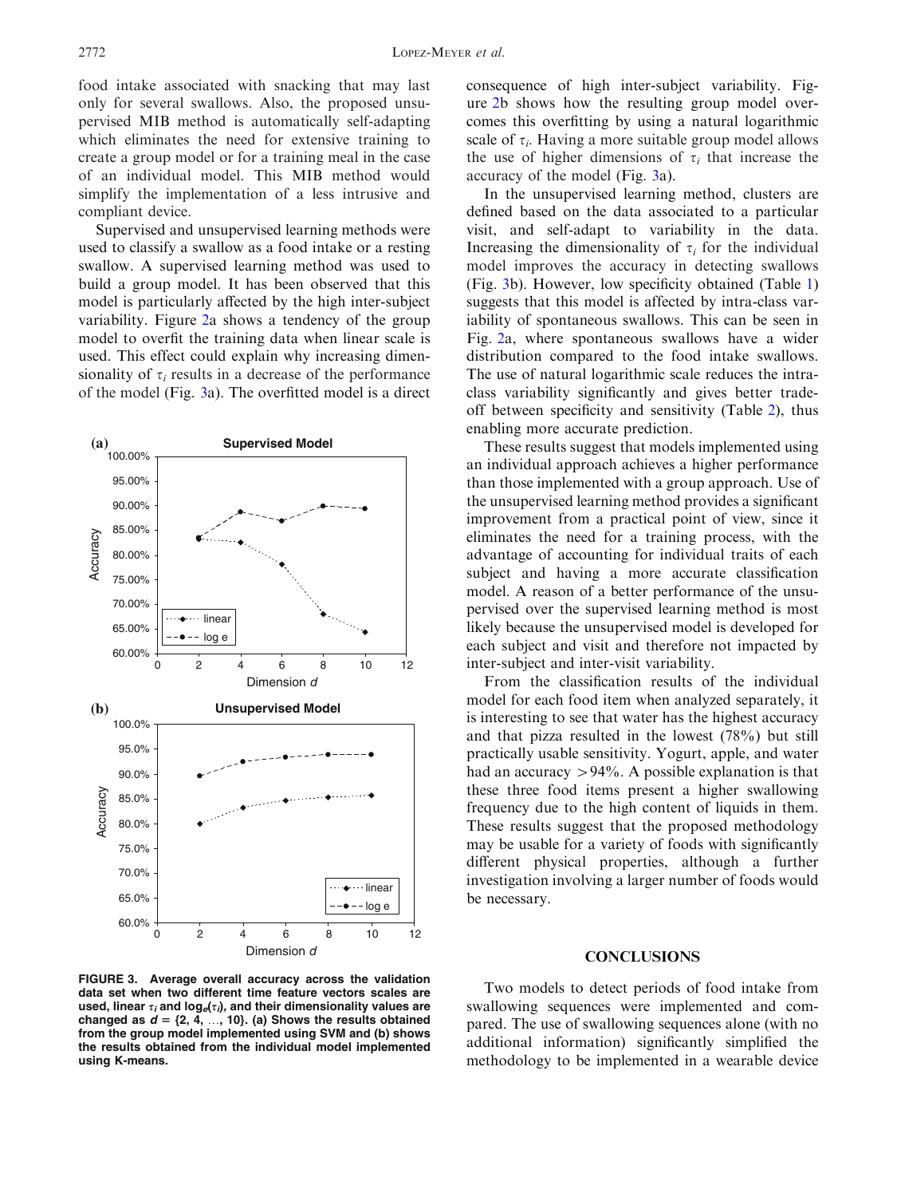food intake associated with snacking that may last only for several swallows. Also, the proposed unsupervised MIB method is automatically self-adapting which eliminates the need for extensive training to create a group model or for a training meal in the case of an individual model. This MIB method would simplify the implementation of a less intrusive and compliant device.

Supervised and unsupervised learning methods were used to classify a swallow as a food intake or a resting swallow. A supervised learning method was used to build a group model. It has been observed that this model is particularly affected by the high inter-subject variability. Figure 2a shows a tendency of the group model to overfit the training data when linear scale is used. This effect could explain why increasing dimensionality of $\tau_i$ results in a decrease of the performance of the model (Fig. 3a). The overfitted model is a direct consequence of high inter-subject variability. Figure 2b shows how the resulting group model overcomes this overfitting by using a natural logarithmic scale of $\tau_i$. Having a more suitable group model allows the use of higher dimensions of $\tau_i$ that increase the accuracy of the model (Fig. 3a).

FIGURE 3. Average overall accuracy across the validation data set when two different time feature vectors scales are used, linear $\tau_i$ and $\log_e(\tau_i)$, and their dimensionality values are changed as $d = \{2, 4, \ldots, 10\}$. (a) Shows the results obtained from the group model implemented using SVM and (b) shows the results obtained from the individual model implemented using K-means.

In the unsupervised learning method, clusters are defined based on the data associated to a particular visit, and self-adapt to variability in the data. Increasing the dimensionality of $\tau_i$ for the individual model improves the accuracy in detecting swallows (Fig. 3b). However, low specificity obtained (Table 1) suggests that this model is affected by intra-class variability of spontaneous swallows. This can be seen in Fig. 2a, where spontaneous swallows have a wider distribution compared to the food intake swallows. The use of natural logarithmic scale reduces the intra-class variability significantly and gives better trade-off between specificity and sensitivity (Table 2), thus enabling more accurate prediction.

These results suggest that models implemented using an individual approach achieves a higher performance than those implemented with a group approach. Use of the unsupervised learning method provides a significant improvement from a practical point of view, since it eliminates the need for a training process, with the advantage of accounting for individual traits of each subject and having a more accurate classification model. A reason of a better performance of the unsupervised over the supervised learning method is most likely because the unsupervised model is developed for each subject and visit and therefore not impacted by inter-subject and inter-visit variability.

From the classification results of the individual model for each food item when analyzed separately, it is interesting to see that water has the highest accuracy and that pizza resulted in the lowest (78%) but still practically usable sensitivity. Yogurt, apple, and water had an accuracy >94%. A possible explanation is that these three food items present a higher swallowing frequency due to the high content of liquids in them. These results suggest that the proposed methodology may be usable for a variety of foods with significantly different physical properties, although a further investigation involving a larger number of foods would be necessary.

## CONCLUSIONS

Two models to detect periods of food intake from swallowing sequences were implemented and compared. The use of swallowing sequences alone (with no additional information) significantly simplified the methodology to be implemented in a wearable device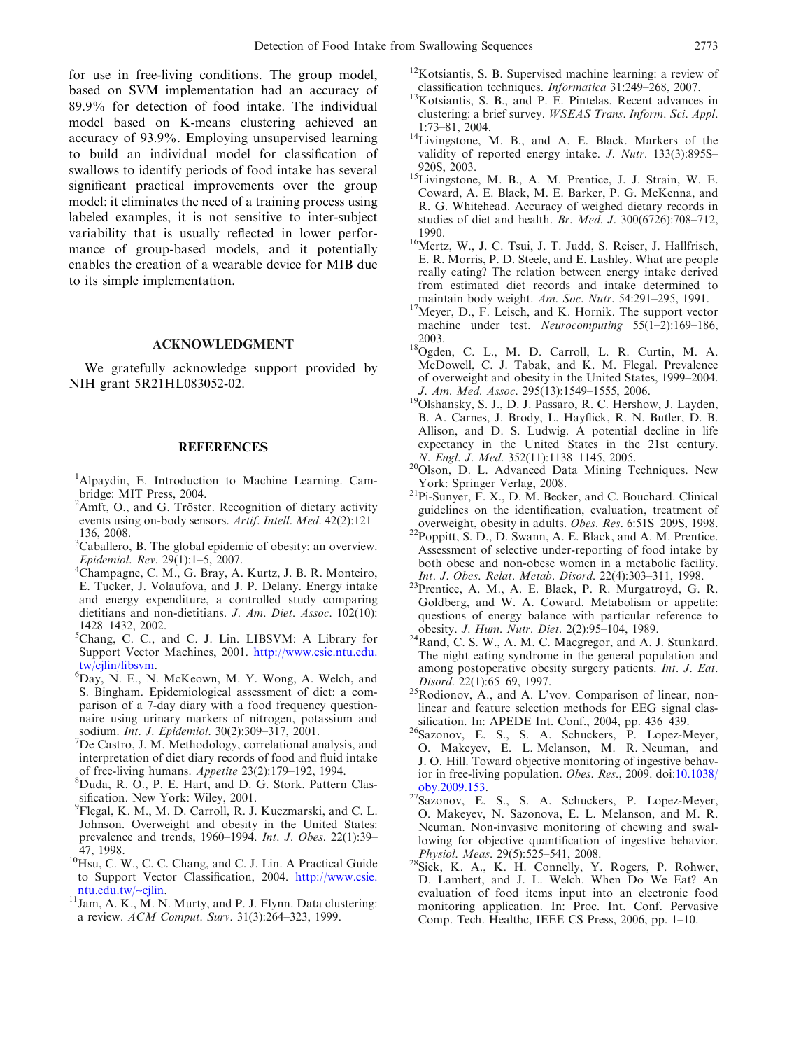for use in free-living conditions. The group model, based on SVM implementation had an accuracy of 89.9% for detection of food intake. The individual model based on K-means clustering achieved an accuracy of 93.9%. Employing unsupervised learning to build an individual model for classification of swallows to identify periods of food intake has several significant practical improvements over the group model: it eliminates the need of a training process using labeled examples, it is not sensitive to inter-subject variability that is usually reflected in lower performance of group-based models, and it potentially enables the creation of a wearable device for MIB due to its simple implementation.

## ACKNOWLEDGMENT

We gratefully acknowledge support provided by NIH grant 5R21HL083052-02.

## REFERENCES

[1] Alpaydin, E. Introduction to Machine Learning. Cambridge: MIT Press, 2004.

[2] Amft, O., and G. Tröster. Recognition of dietary activity events using on-body sensors. *Artif. Intell. Med.* 42(2):121–136, 2008.

[3] Caballero, B. The global epidemic of obesity: an overview. *Epidemiol. Rev.* 29(1):1–5, 2007.

[4] Champagne, C. M., G. Bray, A. Kurtz, J. B. R. Monteiro, E. Tucker, J. Volaufova, and J. P. Delany. Energy intake and energy expenditure, a controlled study comparing dietitians and non-dietitians. *J. Am. Diet. Assoc.* 102(10): 1428–1432, 2002.

[5] Chang, C. C., and C. J. Lin. LIBSVM: A Library for Support Vector Machines, 2001. http://www.csie.ntu.edu.tw/cjlin/libsvm.

[6] Day, N. E., N. McKeown, M. Y. Wong, A. Welch, and S. Bingham. Epidemiological assessment of diet: a comparison of a 7-day diary with a food frequency questionnaire using urinary markers of nitrogen, potassium and sodium. *Int. J. Epidemiol.* 30(2):309–317, 2001.

[7] De Castro, J. M. Methodology, correlational analysis, and interpretation of diet diary records of food and fluid intake of free-living humans. *Appetite* 23(2):179–192, 1994.

[8] Duda, R. O., P. E. Hart, and D. G. Stork. Pattern Classification. New York: Wiley, 2001.

[9] Flegal, K. M., M. D. Carroll, R. J. Kuczmarski, and C. L. Johnson. Overweight and obesity in the United States: prevalence and trends, 1960–1994. *Int. J. Obes.* 22(1):39–47, 1998.

[10] Hsu, C. W., C. C. Chang, and C. J. Lin. A Practical Guide to Support Vector Classification, 2004. http://www.csie.ntu.edu.tw/~cjlin.

[11] Jam, A. K., M. N. Murty, and P. J. Flynn. Data clustering: a review. *ACM Comput. Surv.* 31(3):264–323, 1999.

[12] Kotsiantis, S. B. Supervised machine learning: a review of classification techniques. *Informatica* 31:249–268, 2007.

[13] Kotsiantis, S. B., and P. E. Pintelas. Recent advances in clustering: a brief survey. *WSEAS Trans. Inform. Sci. Appl.* 1:73–81, 2004.

[14] Livingstone, M. B., and A. E. Black. Markers of the validity of reported energy intake. *J. Nutr.* 133(3):895S–920S, 2003.

[15] Livingstone, M. B., A. M. Prentice, J. J. Strain, W. E. Coward, A. E. Black, M. E. Barker, P. G. McKenna, and R. G. Whitehead. Accuracy of weighed dietary records in studies of diet and health. *Br. Med. J.* 300(6726):708–712, 1990.

[16] Mertz, W., J. C. Tsui, J. T. Judd, S. Reiser, J. Hallfrisch, E. R. Morris, P. D. Steele, and E. Lashley. What are people really eating? The relation between energy intake derived from estimated diet records and intake determined to maintain body weight. *Am. Soc. Nutr.* 54:291–295, 1991.

[17] Meyer, D., F. Leisch, and K. Hornik. The support vector machine under test. *Neurocomputing* 55(1–2):169–186, 2003.

[18] Ogden, C. L., M. D. Carroll, L. R. Curtin, M. A. McDowell, C. J. Tabak, and K. M. Flegal. Prevalence of overweight and obesity in the United States, 1999–2004. *J. Am. Med. Assoc.* 295(13):1549–1555, 2006.

[19] Olshansky, S. J., D. J. Passaro, R. C. Hershow, J. Layden, B. A. Carnes, J. Brody, L. Hayflick, R. N. Butler, D. B. Allison, and D. S. Ludwig. A potential decline in life expectancy in the United States in the 21st century. *N. Engl. J. Med.* 352(11):1138–1145, 2005.

[20] Olson, D. L. Advanced Data Mining Techniques. New York: Springer Verlag, 2008.

[21] Pi-Sunyer, F. X., D. M. Becker, and C. Bouchard. Clinical guidelines on the identification, evaluation, treatment of overweight, obesity in adults. *Obes. Res.* 6:51S–209S, 1998.

[22] Poppitt, S. D., D. Swann, A. E. Black, and A. M. Prentice. Assessment of selective under-reporting of food intake by both obese and non-obese women in a metabolic facility. *Int. J. Obes. Relat. Metab. Disord.* 22(4):303–311, 1998.

[23] Prentice, A. M., A. E. Black, P. R. Murgatroyd, G. R. Goldberg, and W. A. Coward. Metabolism or appetite: questions of energy balance with particular reference to obesity. *J. Hum. Nutr. Diet.* 2(2):95–104, 1989.

[24] Rand, C. S. W., A. M. C. Macgregor, and A. J. Stunkard. The night eating syndrome in the general population and among postoperative obesity surgery patients. *Int. J. Eat. Disord.* 22(1):65–69, 1997.

[25] Rodionov, A., and A. L'vov. Comparison of linear, nonlinear and feature selection methods for EEG signal classification. In: APEDE Int. Conf., 2004, pp. 436–439.

[26] Sazonov, E. S., S. A. Schuckers, P. Lopez-Meyer, O. Makeyev, E. L. Melanson, M. R. Neuman, and J. O. Hill. Toward objective monitoring of ingestive behavior in free-living population. *Obes. Res.*, 2009. doi:10.1038/oby.2009.153.

[27] Sazonov, E. S., S. A. Schuckers, P. Lopez-Meyer, O. Makeyev, N. Sazonova, E. L. Melanson, and M. R. Neuman. Non-invasive monitoring of chewing and swallowing for objective quantification of ingestive behavior. *Physiol. Meas.* 29(5):525–541, 2008.

[28] Siek, K. A., K. H. Connelly, Y. Rogers, P. Rohwer, D. Lambert, and J. L. Welch. When Do We Eat? An evaluation of food items input into an electronic food monitoring application. In: Proc. Int. Conf. Pervasive Comp. Tech. Healthc, IEEE CS Press, 2006, pp. 1–10.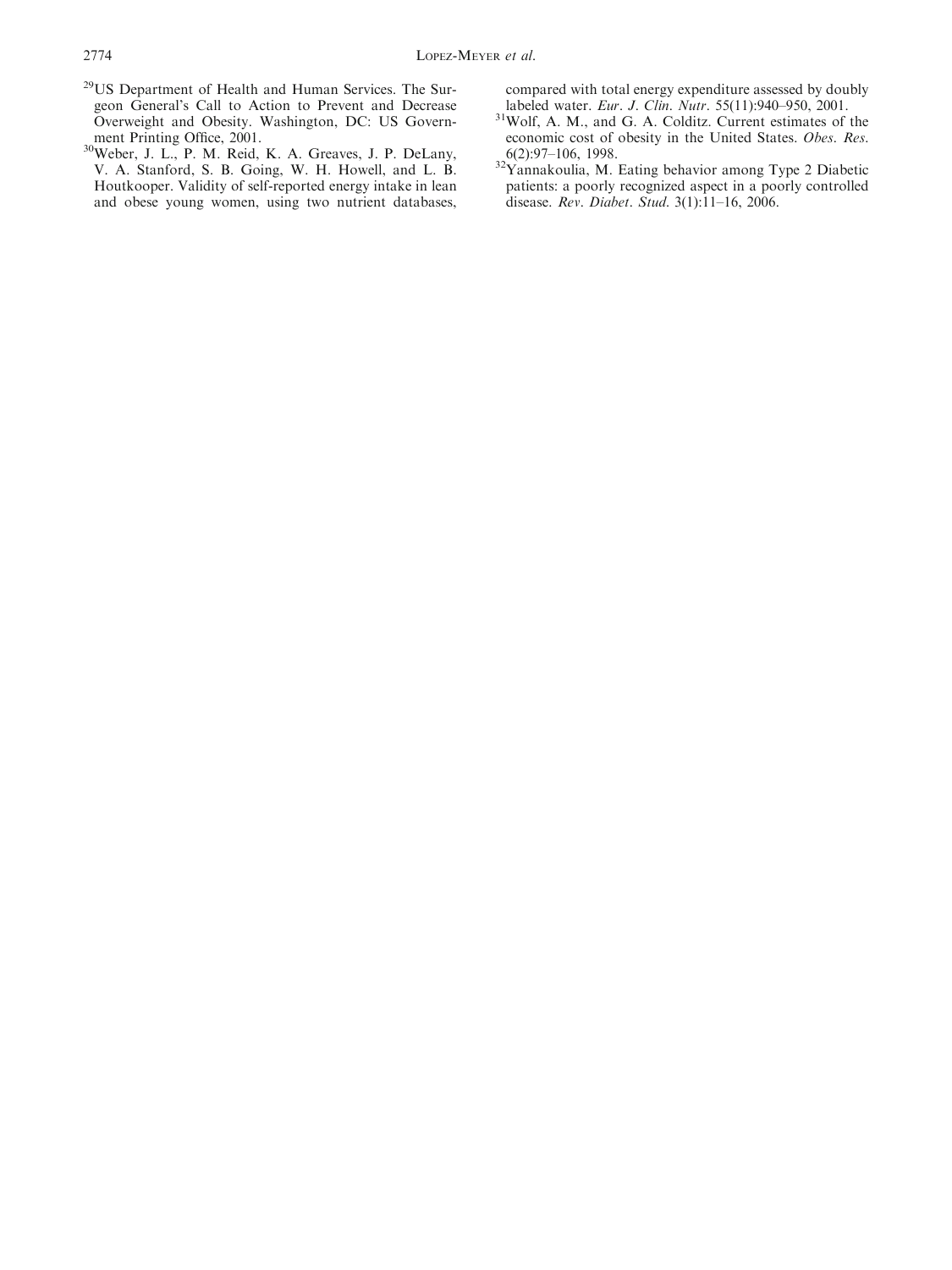[29] US Department of Health and Human Services. The Surgeon General's Call to Action to Prevent and Decrease Overweight and Obesity. Washington, DC: US Government Printing Office, 2001.

[30] Weber, J. L., P. M. Reid, K. A. Greaves, J. P. DeLany, V. A. Stanford, S. B. Going, W. H. Howell, and L. B. Houtkooper. Validity of self-reported energy intake in lean and obese young women, using two nutrient databases, compared with total energy expenditure assessed by doubly labeled water. *Eur. J. Clin. Nutr.* 55(11):940–950, 2001.

[31] Wolf, A. M., and G. A. Colditz. Current estimates of the economic cost of obesity in the United States. *Obes. Res.* 6(2):97–106, 1998.

[32] Yannakoulia, M. Eating behavior among Type 2 Diabetic patients: a poorly recognized aspect in a poorly controlled disease. *Rev. Diabet. Stud.* 3(1):11–16, 2006.